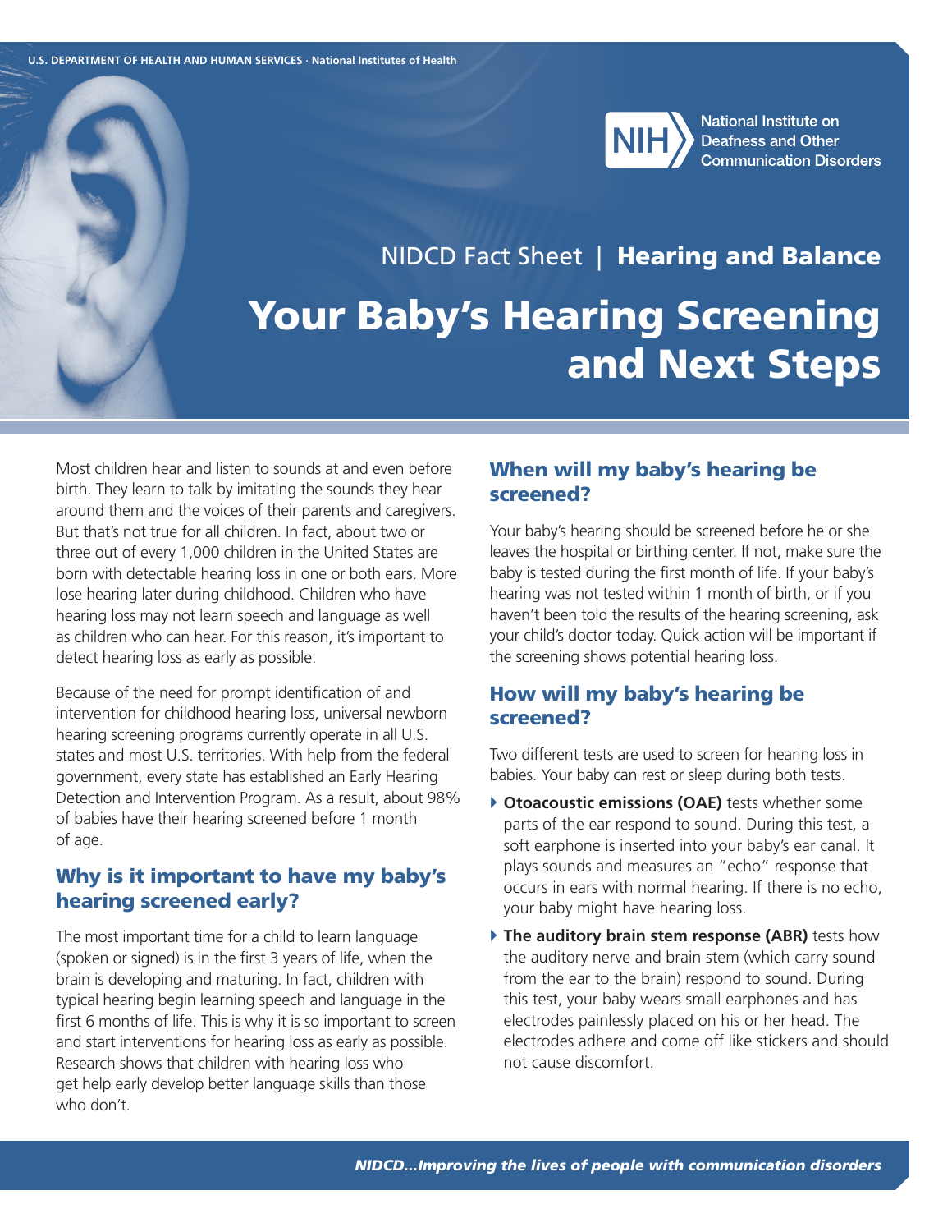U.S. DEPARTMENT OF HEALTH AND HUMAN SERVICES · National Institutes of Health

NIH National Institute on Deafness and Other Communication Disorders

NIDCD Fact Sheet | **Hearing and Balance**

# Your Baby's Hearing Screening and Next Steps

Most children hear and listen to sounds at and even before birth. They learn to talk by imitating the sounds they hear around them and the voices of their parents and caregivers. But that's not true for all children. In fact, about two or three out of every 1,000 children in the United States are born with detectable hearing loss in one or both ears. More lose hearing later during childhood. Children who have hearing loss may not learn speech and language as well as children who can hear. For this reason, it's important to detect hearing loss as early as possible.

Because of the need for prompt identification of and intervention for childhood hearing loss, universal newborn hearing screening programs currently operate in all U.S. states and most U.S. territories. With help from the federal government, every state has established an Early Hearing Detection and Intervention Program. As a result, about 98% of babies have their hearing screened before 1 month of age.

## Why is it important to have my baby's hearing screened early?

The most important time for a child to learn language (spoken or signed) is in the first 3 years of life, when the brain is developing and maturing. In fact, children with typical hearing begin learning speech and language in the first 6 months of life. This is why it is so important to screen and start interventions for hearing loss as early as possible. Research shows that children with hearing loss who get help early develop better language skills than those who don't.

## When will my baby's hearing be screened?

Your baby's hearing should be screened before he or she leaves the hospital or birthing center. If not, make sure the baby is tested during the first month of life. If your baby's hearing was not tested within 1 month of birth, or if you haven't been told the results of the hearing screening, ask your child's doctor today. Quick action will be important if the screening shows potential hearing loss.

## How will my baby's hearing be screened?

Two different tests are used to screen for hearing loss in babies. Your baby can rest or sleep during both tests.

- **Otoacoustic emissions (OAE)** tests whether some parts of the ear respond to sound. During this test, a soft earphone is inserted into your baby's ear canal. It plays sounds and measures an "echo" response that occurs in ears with normal hearing. If there is no echo, your baby might have hearing loss.
- **The auditory brain stem response (ABR)** tests how the auditory nerve and brain stem (which carry sound from the ear to the brain) respond to sound. During this test, your baby wears small earphones and has electrodes painlessly placed on his or her head. The electrodes adhere and come off like stickers and should not cause discomfort.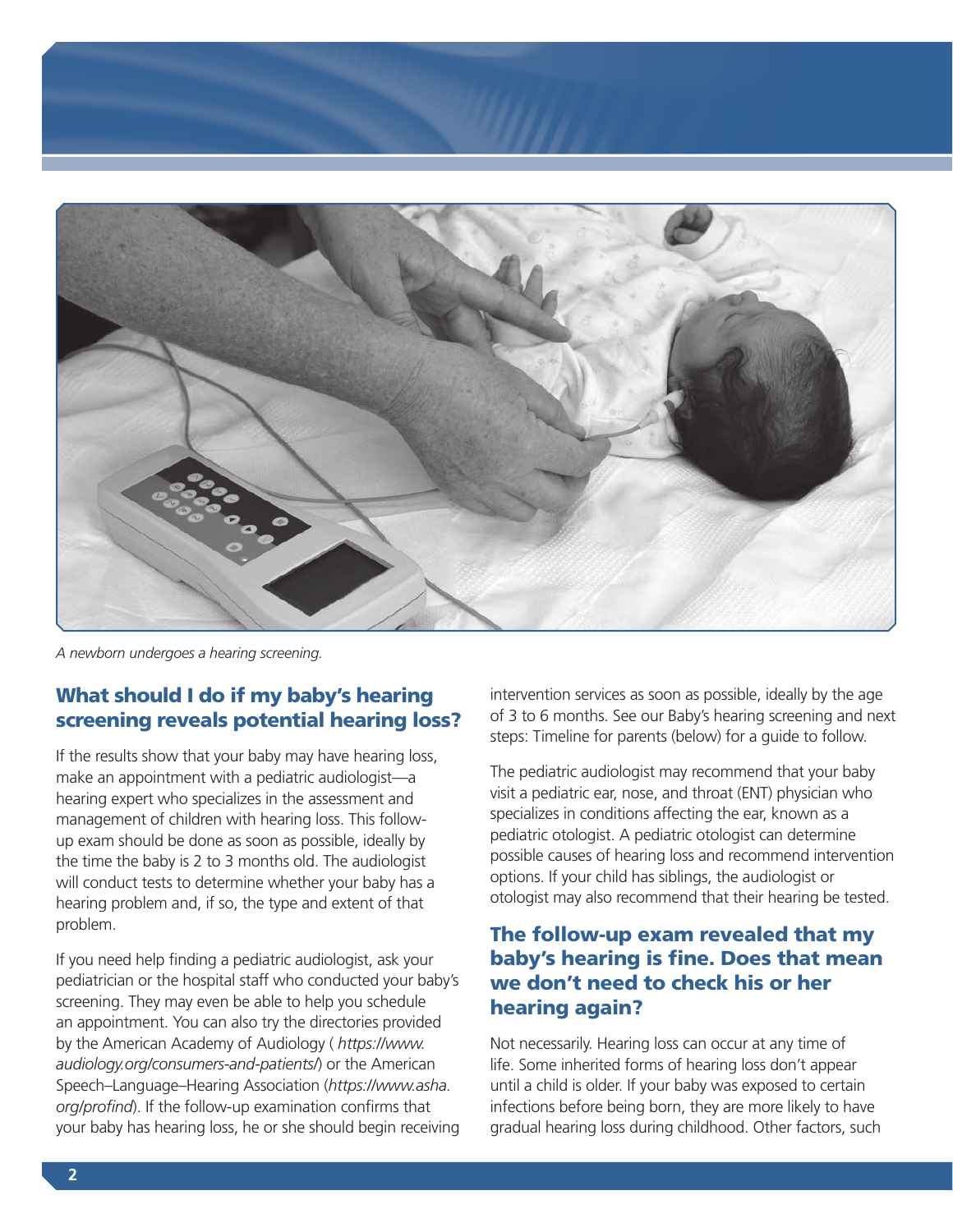*A newborn undergoes a hearing screening.*

## What should I do if my baby's hearing screening reveals potential hearing loss?

If the results show that your baby may have hearing loss, make an appointment with a pediatric audiologist—a hearing expert who specializes in the assessment and management of children with hearing loss. This follow-up exam should be done as soon as possible, ideally by the time the baby is 2 to 3 months old. The audiologist will conduct tests to determine whether your baby has a hearing problem and, if so, the type and extent of that problem.

If you need help finding a pediatric audiologist, ask your pediatrician or the hospital staff who conducted your baby's screening. They may even be able to help you schedule an appointment. You can also try the directories provided by the American Academy of Audiology ( *https://www.audiology.org/consumers-and-patients/*) or the American Speech–Language–Hearing Association (*https://www.asha.org/profind*). If the follow-up examination confirms that your baby has hearing loss, he or she should begin receiving intervention services as soon as possible, ideally by the age of 3 to 6 months. See our Baby's hearing screening and next steps: Timeline for parents (below) for a guide to follow.

The pediatric audiologist may recommend that your baby visit a pediatric ear, nose, and throat (ENT) physician who specializes in conditions affecting the ear, known as a pediatric otologist. A pediatric otologist can determine possible causes of hearing loss and recommend intervention options. If your child has siblings, the audiologist or otologist may also recommend that their hearing be tested.

## The follow-up exam revealed that my baby's hearing is fine. Does that mean we don't need to check his or her hearing again?

Not necessarily. Hearing loss can occur at any time of life. Some inherited forms of hearing loss don't appear until a child is older. If your baby was exposed to certain infections before being born, they are more likely to have gradual hearing loss during childhood. Other factors, such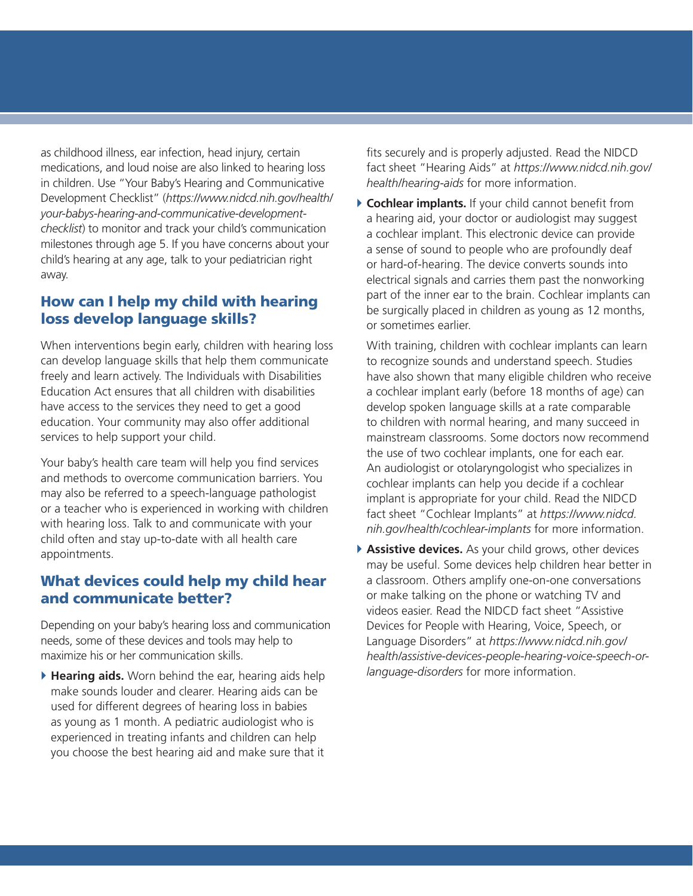as childhood illness, ear infection, head injury, certain medications, and loud noise are also linked to hearing loss in children. Use "Your Baby's Hearing and Communicative Development Checklist" (*https://www.nidcd.nih.gov/health/your-babys-hearing-and-communicative-development-checklist*) to monitor and track your child's communication milestones through age 5. If you have concerns about your child's hearing at any age, talk to your pediatrician right away.

## How can I help my child with hearing loss develop language skills?

When interventions begin early, children with hearing loss can develop language skills that help them communicate freely and learn actively. The Individuals with Disabilities Education Act ensures that all children with disabilities have access to the services they need to get a good education. Your community may also offer additional services to help support your child.

Your baby's health care team will help you find services and methods to overcome communication barriers. You may also be referred to a speech-language pathologist or a teacher who is experienced in working with children with hearing loss. Talk to and communicate with your child often and stay up-to-date with all health care appointments.

## What devices could help my child hear and communicate better?

Depending on your baby's hearing loss and communication needs, some of these devices and tools may help to maximize his or her communication skills.

- **Hearing aids.** Worn behind the ear, hearing aids help make sounds louder and clearer. Hearing aids can be used for different degrees of hearing loss in babies as young as 1 month. A pediatric audiologist who is experienced in treating infants and children can help you choose the best hearing aid and make sure that it fits securely and is properly adjusted. Read the NIDCD fact sheet "Hearing Aids" at *https://www.nidcd.nih.gov/health/hearing-aids* for more information.
- **Cochlear implants.** If your child cannot benefit from a hearing aid, your doctor or audiologist may suggest a cochlear implant. This electronic device can provide a sense of sound to people who are profoundly deaf or hard-of-hearing. The device converts sounds into electrical signals and carries them past the nonworking part of the inner ear to the brain. Cochlear implants can be surgically placed in children as young as 12 months, or sometimes earlier.

  With training, children with cochlear implants can learn to recognize sounds and understand speech. Studies have also shown that many eligible children who receive a cochlear implant early (before 18 months of age) can develop spoken language skills at a rate comparable to children with normal hearing, and many succeed in mainstream classrooms. Some doctors now recommend the use of two cochlear implants, one for each ear. An audiologist or otolaryngologist who specializes in cochlear implants can help you decide if a cochlear implant is appropriate for your child. Read the NIDCD fact sheet "Cochlear Implants" at *https://www.nidcd.nih.gov/health/cochlear-implants* for more information.
- **Assistive devices.** As your child grows, other devices may be useful. Some devices help children hear better in a classroom. Others amplify one-on-one conversations or make talking on the phone or watching TV and videos easier. Read the NIDCD fact sheet "Assistive Devices for People with Hearing, Voice, Speech, or Language Disorders" at *https://www.nidcd.nih.gov/health/assistive-devices-people-hearing-voice-speech-or-language-disorders* for more information.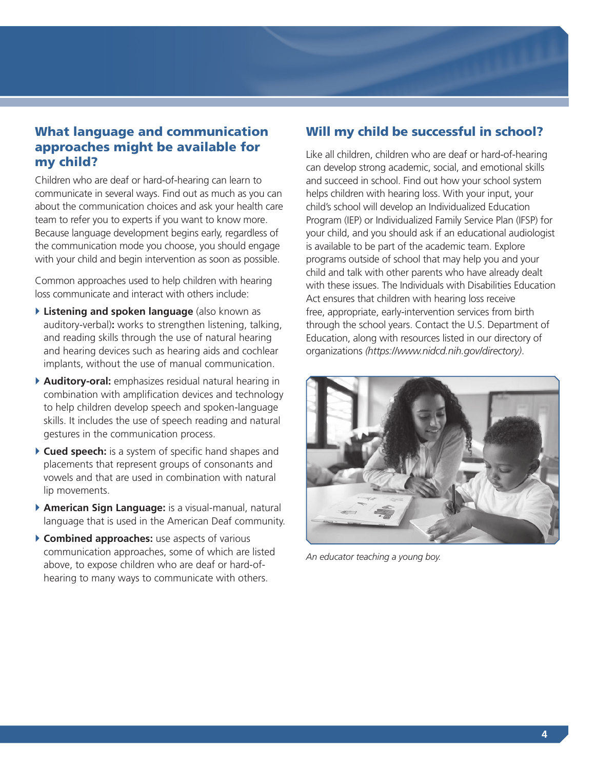## What language and communication approaches might be available for my child?

Children who are deaf or hard-of-hearing can learn to communicate in several ways. Find out as much as you can about the communication choices and ask your health care team to refer you to experts if you want to know more. Because language development begins early, regardless of the communication mode you choose, you should engage with your child and begin intervention as soon as possible.

Common approaches used to help children with hearing loss communicate and interact with others include:

- **Listening and spoken language** (also known as auditory-verbal)**:** works to strengthen listening, talking, and reading skills through the use of natural hearing and hearing devices such as hearing aids and cochlear implants, without the use of manual communication.
- **Auditory-oral:** emphasizes residual natural hearing in combination with amplification devices and technology to help children develop speech and spoken-language skills. It includes the use of speech reading and natural gestures in the communication process.
- **Cued speech:** is a system of specific hand shapes and placements that represent groups of consonants and vowels and that are used in combination with natural lip movements.
- **American Sign Language:** is a visual-manual, natural language that is used in the American Deaf community.
- **Combined approaches:** use aspects of various communication approaches, some of which are listed above, to expose children who are deaf or hard-of-hearing to many ways to communicate with others.

## Will my child be successful in school?

Like all children, children who are deaf or hard-of-hearing can develop strong academic, social, and emotional skills and succeed in school. Find out how your school system helps children with hearing loss. With your input, your child's school will develop an Individualized Education Program (IEP) or Individualized Family Service Plan (IFSP) for your child, and you should ask if an educational audiologist is available to be part of the academic team. Explore programs outside of school that may help you and your child and talk with other parents who have already dealt with these issues. The Individuals with Disabilities Education Act ensures that children with hearing loss receive free, appropriate, early-intervention services from birth through the school years. Contact the U.S. Department of Education, along with resources listed in our directory of organizations *(https://www.nidcd.nih.gov/directory)*.

*An educator teaching a young boy.*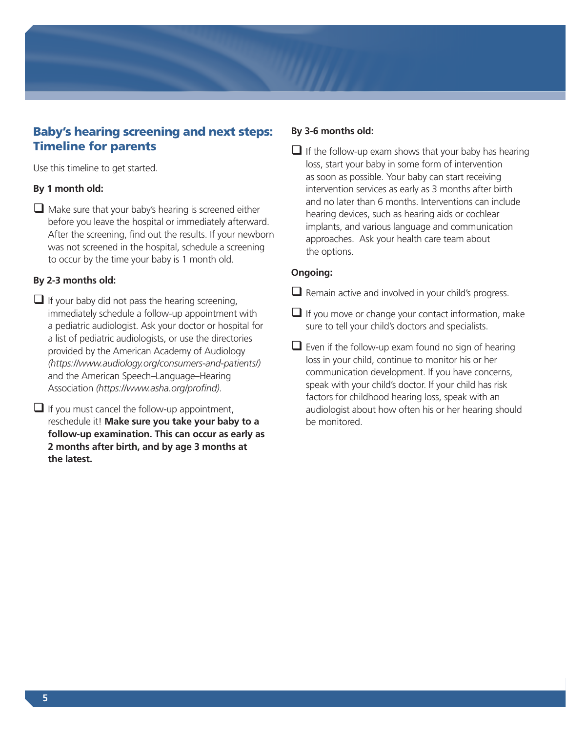## Baby's hearing screening and next steps: Timeline for parents

Use this timeline to get started.

**By 1 month old:**

- ❑ Make sure that your baby's hearing is screened either before you leave the hospital or immediately afterward. After the screening, find out the results. If your newborn was not screened in the hospital, schedule a screening to occur by the time your baby is 1 month old.

**By 2-3 months old:**

- ❑ If your baby did not pass the hearing screening, immediately schedule a follow-up appointment with a pediatric audiologist. Ask your doctor or hospital for a list of pediatric audiologists, or use the directories provided by the American Academy of Audiology *(https://www.audiology.org/consumers-and-patients/)* and the American Speech–Language–Hearing Association *(https://www.asha.org/profind)*.
- ❑ If you must cancel the follow-up appointment, reschedule it! **Make sure you take your baby to a follow-up examination. This can occur as early as 2 months after birth, and by age 3 months at the latest.**

**By 3-6 months old:**

- ❑ If the follow-up exam shows that your baby has hearing loss, start your baby in some form of intervention as soon as possible. Your baby can start receiving intervention services as early as 3 months after birth and no later than 6 months. Interventions can include hearing devices, such as hearing aids or cochlear implants, and various language and communication approaches. Ask your health care team about the options.

**Ongoing:**

- ❑ Remain active and involved in your child's progress.
- ❑ If you move or change your contact information, make sure to tell your child's doctors and specialists.
- ❑ Even if the follow-up exam found no sign of hearing loss in your child, continue to monitor his or her communication development. If you have concerns, speak with your child's doctor. If your child has risk factors for childhood hearing loss, speak with an audiologist about how often his or her hearing should be monitored.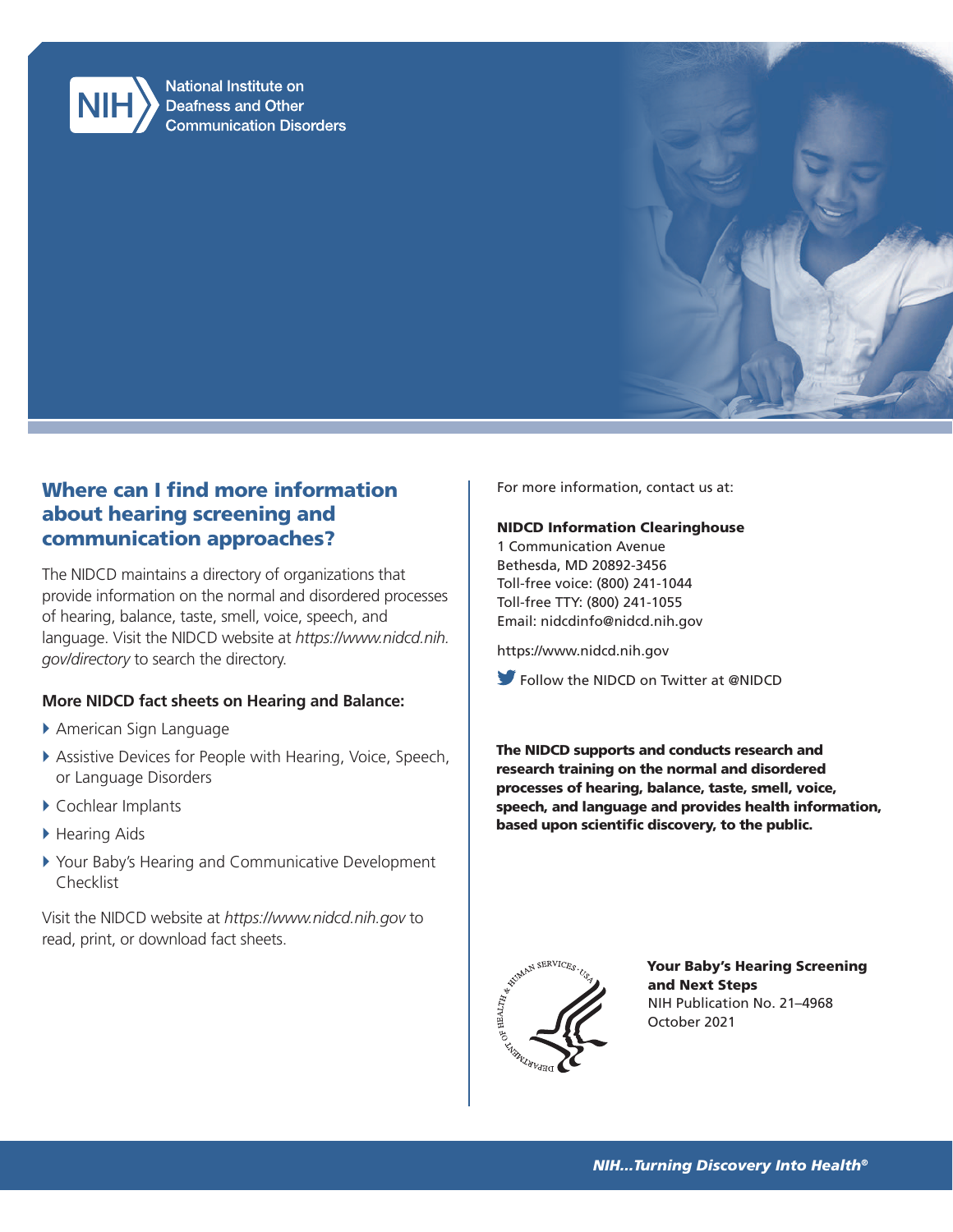National Institute on Deafness and Other Communication Disorders

## Where can I find more information about hearing screening and communication approaches?

The NIDCD maintains a directory of organizations that provide information on the normal and disordered processes of hearing, balance, taste, smell, voice, speech, and language. Visit the NIDCD website at *https://www.nidcd.nih.gov/directory* to search the directory.

**More NIDCD fact sheets on Hearing and Balance:**

- American Sign Language
- Assistive Devices for People with Hearing, Voice, Speech, or Language Disorders
- Cochlear Implants
- Hearing Aids
- Your Baby's Hearing and Communicative Development Checklist

Visit the NIDCD website at *https://www.nidcd.nih.gov* to read, print, or download fact sheets.

For more information, contact us at:

**NIDCD Information Clearinghouse**
1 Communication Avenue
Bethesda, MD 20892-3456
Toll-free voice: (800) 241-1044
Toll-free TTY: (800) 241-1055
Email: nidcdinfo@nidcd.nih.gov

https://www.nidcd.nih.gov

Follow the NIDCD on Twitter at @NIDCD

**The NIDCD supports and conducts research and research training on the normal and disordered processes of hearing, balance, taste, smell, voice, speech, and language and provides health information, based upon scientific discovery, to the public.**

**Your Baby's Hearing Screening and Next Steps**
NIH Publication No. 21–4968
October 2021

*NIH...Turning Discovery Into Health®*